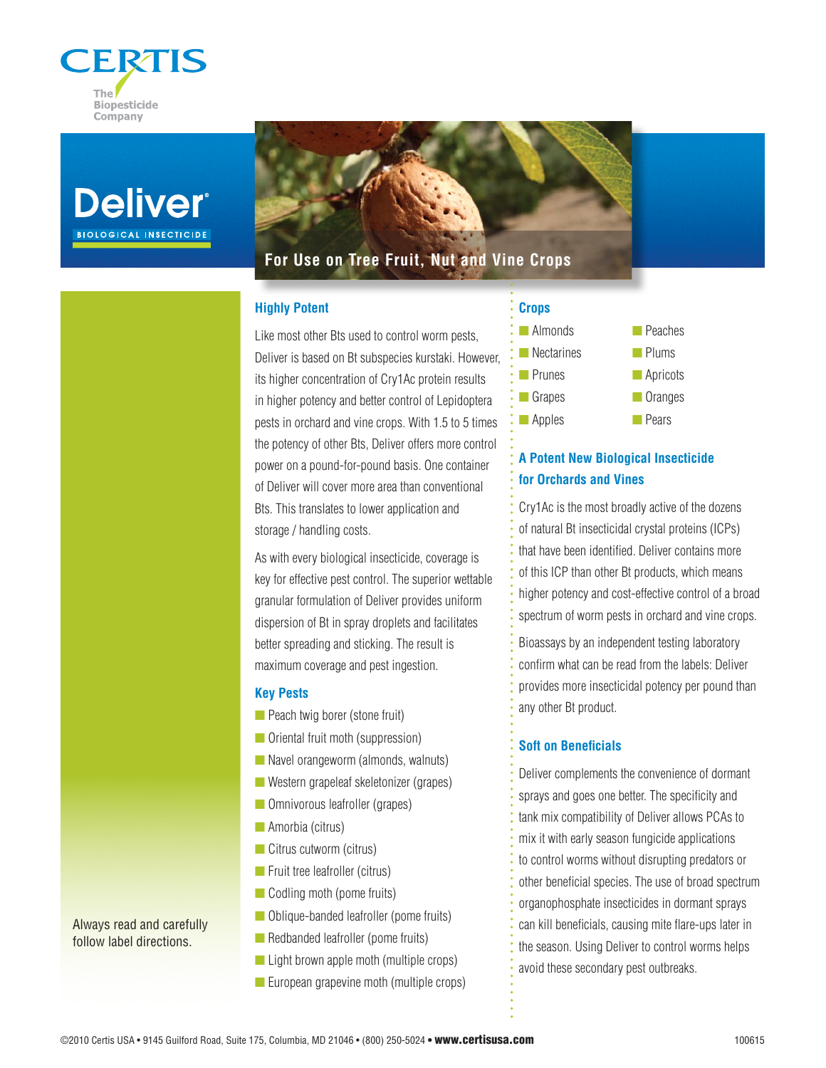CERTIS

The Biopesticide Company

# Deliver®

BIOLOGICAL INSECTICIDE

## For Use on Tree Fruit, Nut and Vine Crops

### Highly Potent

Like most other Bts used to control worm pests, Deliver is based on Bt subspecies kurstaki. However, its higher concentration of Cry1Ac protein results in higher potency and better control of Lepidoptera pests in orchard and vine crops. With 1.5 to 5 times the potency of other Bts, Deliver offers more control power on a pound-for-pound basis. One container of Deliver will cover more area than conventional Bts. This translates to lower application and storage / handling costs.

As with every biological insecticide, coverage is key for effective pest control. The superior wettable granular formulation of Deliver provides uniform dispersion of Bt in spray droplets and facilitates better spreading and sticking. The result is maximum coverage and pest ingestion.

### Key Pests

- Peach twig borer (stone fruit)
- Oriental fruit moth (suppression)
- Navel orangeworm (almonds, walnuts)
- Western grapeleaf skeletonizer (grapes)
- Omnivorous leafroller (grapes)
- Amorbia (citrus)
- Citrus cutworm (citrus)
- Fruit tree leafroller (citrus)
- Codling moth (pome fruits)
- Oblique-banded leafroller (pome fruits)
- Redbanded leafroller (pome fruits)
- Light brown apple moth (multiple crops)
- European grapevine moth (multiple crops)

### Crops

- Almonds
- Nectarines
- Prunes
- Grapes
- Apples
- Peaches
- Plums
- Apricots
- Oranges
- Pears

### A Potent New Biological Insecticide for Orchards and Vines

Cry1Ac is the most broadly active of the dozens of natural Bt insecticidal crystal proteins (ICPs) that have been identified. Deliver contains more of this ICP than other Bt products, which means higher potency and cost-effective control of a broad spectrum of worm pests in orchard and vine crops.

Bioassays by an independent testing laboratory confirm what can be read from the labels: Deliver provides more insecticidal potency per pound than any other Bt product.

### Soft on Beneficials

Deliver complements the convenience of dormant sprays and goes one better. The specificity and tank mix compatibility of Deliver allows PCAs to mix it with early season fungicide applications to control worms without disrupting predators or other beneficial species. The use of broad spectrum organophosphate insecticides in dormant sprays can kill beneficials, causing mite flare-ups later in the season. Using Deliver to control worms helps avoid these secondary pest outbreaks.

Always read and carefully follow label directions.

©2010 Certis USA • 9145 Guilford Road, Suite 175, Columbia, MD 21046 • (800) 250-5024 • **www.certisusa.com**

100615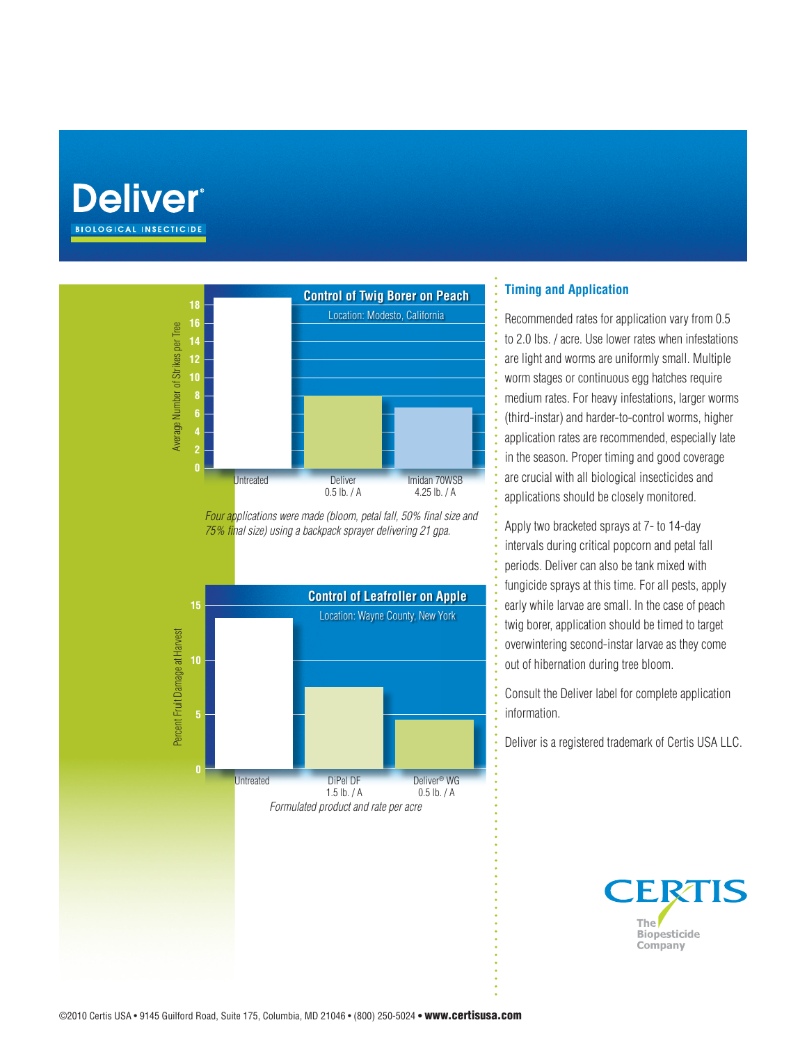# Deliver®

BIOLOGICAL INSECTICIDE

**Control of Twig Borer on Peach**

Location: Modesto, California

Average Number of Strikes per Tree

18
16
14
12
10
8
6
4
2
0

Untreated

Deliver
0.5 lb. / A

Imidan 70WSB
4.25 lb. / A

*Four applications were made (bloom, petal fall, 50% final size and 75% final size) using a backpack sprayer delivering 21 gpa.*

**Control of Leafroller on Apple**

Location: Wayne County, New York

Percent Fruit Damage at Harvest

15
10
5
0

Untreated

DiPel DF
1.5 lb. / A

Deliver® WG
0.5 lb. / A

*Formulated product and rate per acre*

## Timing and Application

Recommended rates for application vary from 0.5 to 2.0 lbs. / acre. Use lower rates when infestations are light and worms are uniformly small. Multiple worm stages or continuous egg hatches require medium rates. For heavy infestations, larger worms (third-instar) and harder-to-control worms, higher application rates are recommended, especially late in the season. Proper timing and good coverage are crucial with all biological insecticides and applications should be closely monitored.

Apply two bracketed sprays at 7- to 14-day intervals during critical popcorn and petal fall periods. Deliver can also be tank mixed with fungicide sprays at this time. For all pests, apply early while larvae are small. In the case of peach twig borer, application should be timed to target overwintering second-instar larvae as they come out of hibernation during tree bloom.

Consult the Deliver label for complete application information.

Deliver is a registered trademark of Certis USA LLC.

CERTIS
The Biopesticide Company

©2010 Certis USA • 9145 Guilford Road, Suite 175, Columbia, MD 21046 • (800) 250-5024 • **www.certisusa.com**